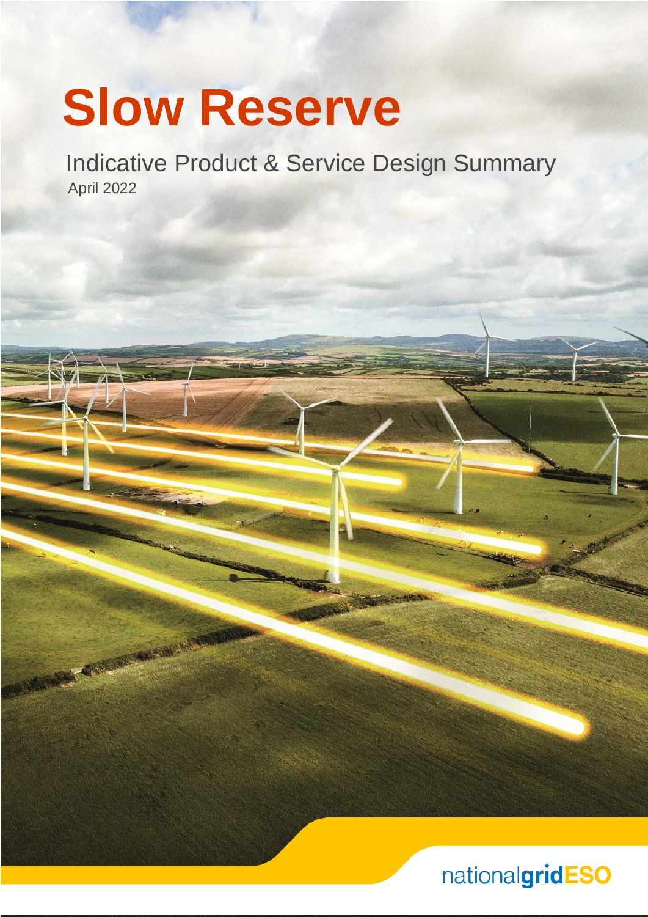# Slow Reserve

Indicative Product & Service Design Summary

April 2022

nationalgridESO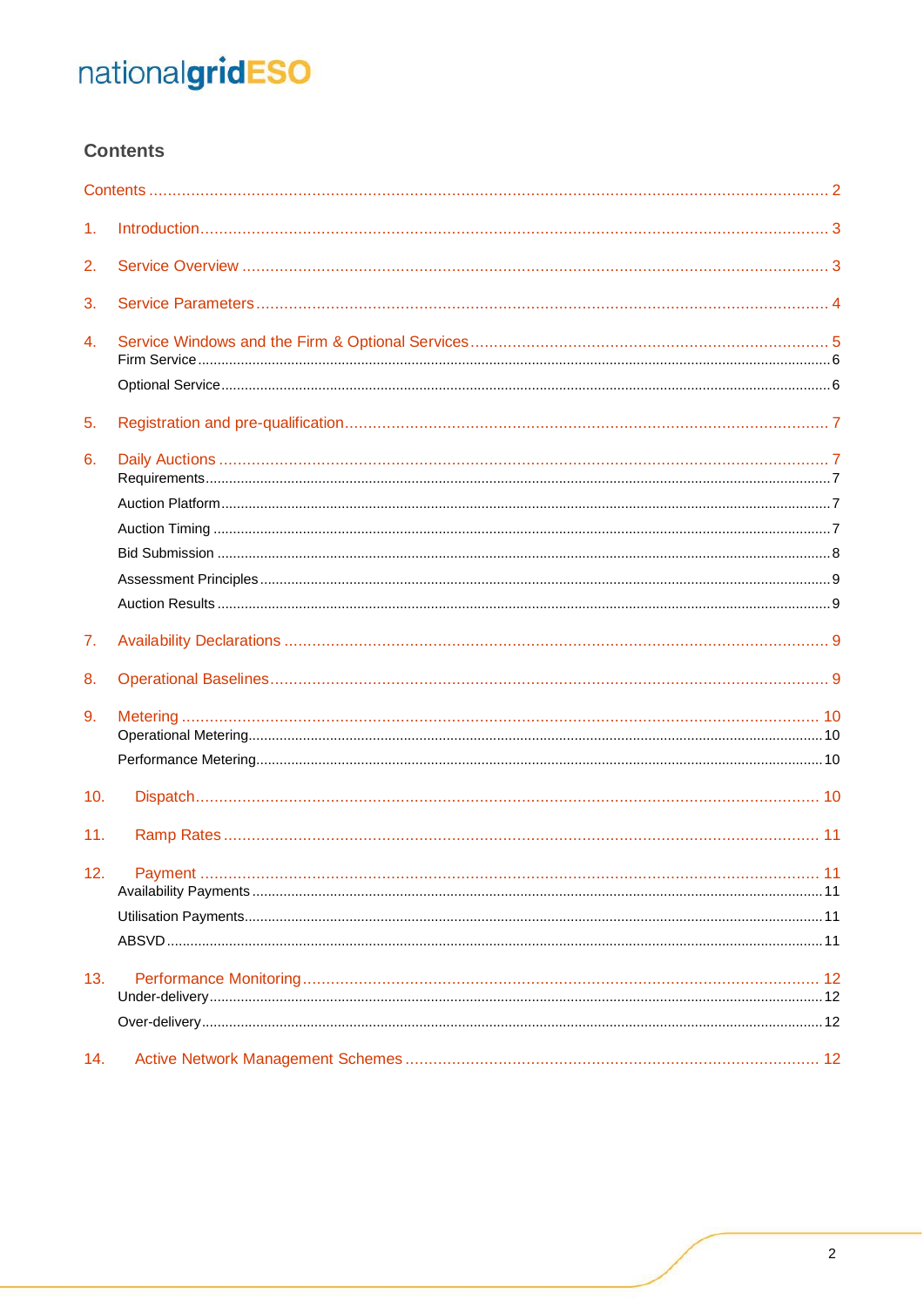nationalgridESO

## Contents

Contents ..... 2

1. Introduction ..... 3
2. Service Overview ..... 3
3. Service Parameters ..... 4
4. Service Windows and the Firm & Optional Services ..... 5
   - Firm Service ..... 6
   - Optional Service ..... 6
5. Registration and pre-qualification ..... 7
6. Daily Auctions ..... 7
   - Requirements ..... 7
   - Auction Platform ..... 7
   - Auction Timing ..... 7
   - Bid Submission ..... 8
   - Assessment Principles ..... 9
   - Auction Results ..... 9
7. Availability Declarations ..... 9
8. Operational Baselines ..... 9
9. Metering ..... 10
   - Operational Metering ..... 10
   - Performance Metering ..... 10
10. Dispatch ..... 10
11. Ramp Rates ..... 11
12. Payment ..... 11
    - Availability Payments ..... 11
    - Utilisation Payments ..... 11
    - ABSVD ..... 11
13. Performance Monitoring ..... 12
    - Under-delivery ..... 12
    - Over-delivery ..... 12
14. Active Network Management Schemes ..... 12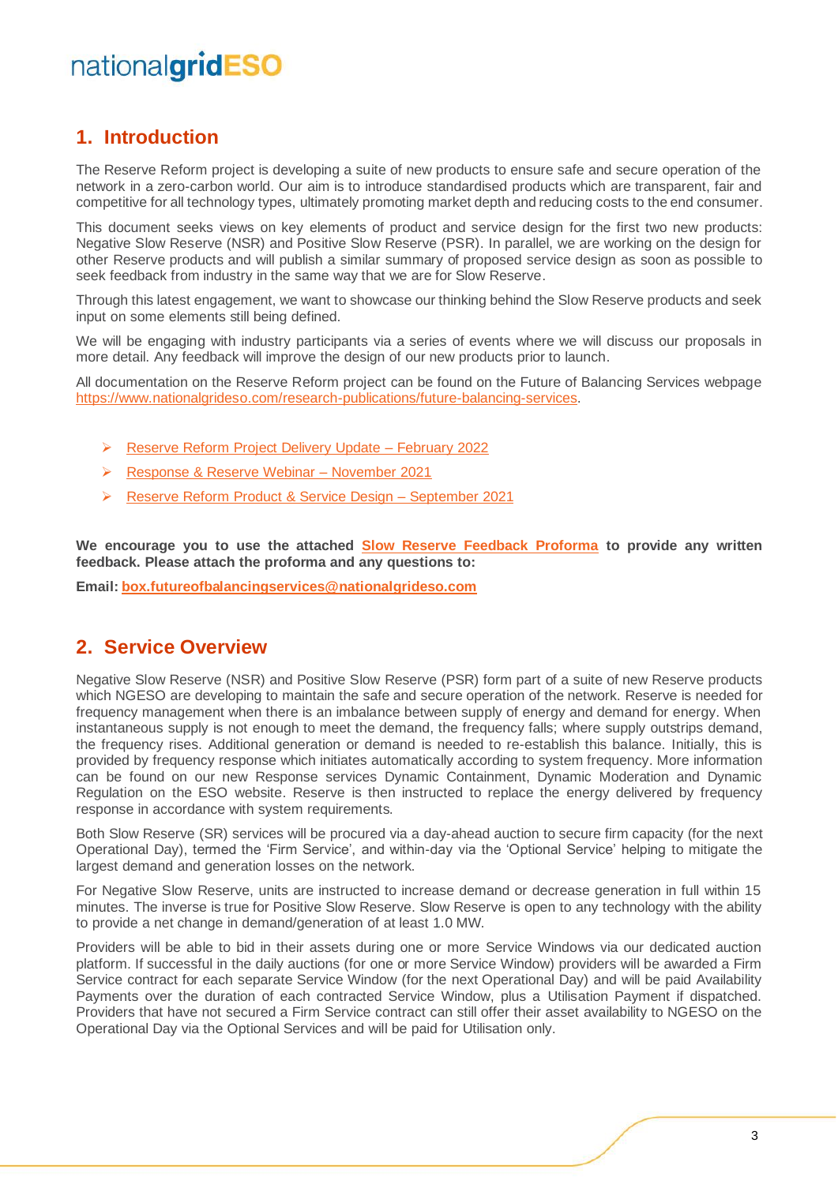## 1. Introduction

The Reserve Reform project is developing a suite of new products to ensure safe and secure operation of the network in a zero-carbon world. Our aim is to introduce standardised products which are transparent, fair and competitive for all technology types, ultimately promoting market depth and reducing costs to the end consumer.

This document seeks views on key elements of product and service design for the first two new products: Negative Slow Reserve (NSR) and Positive Slow Reserve (PSR). In parallel, we are working on the design for other Reserve products and will publish a similar summary of proposed service design as soon as possible to seek feedback from industry in the same way that we are for Slow Reserve.

Through this latest engagement, we want to showcase our thinking behind the Slow Reserve products and seek input on some elements still being defined.

We will be engaging with industry participants via a series of events where we will discuss our proposals in more detail. Any feedback will improve the design of our new products prior to launch.

All documentation on the Reserve Reform project can be found on the Future of Balancing Services webpage https://www.nationalgrideso.com/research-publications/future-balancing-services.

- Reserve Reform Project Delivery Update – February 2022
- Response & Reserve Webinar – November 2021
- Reserve Reform Product & Service Design – September 2021

**We encourage you to use the attached Slow Reserve Feedback Proforma to provide any written feedback. Please attach the proforma and any questions to:**

**Email: box.futureofbalancingservices@nationalgrideso.com**

## 2. Service Overview

Negative Slow Reserve (NSR) and Positive Slow Reserve (PSR) form part of a suite of new Reserve products which NGESO are developing to maintain the safe and secure operation of the network. Reserve is needed for frequency management when there is an imbalance between supply of energy and demand for energy. When instantaneous supply is not enough to meet the demand, the frequency falls; where supply outstrips demand, the frequency rises. Additional generation or demand is needed to re-establish this balance. Initially, this is provided by frequency response which initiates automatically according to system frequency. More information can be found on our new Response services Dynamic Containment, Dynamic Moderation and Dynamic Regulation on the ESO website. Reserve is then instructed to replace the energy delivered by frequency response in accordance with system requirements.

Both Slow Reserve (SR) services will be procured via a day-ahead auction to secure firm capacity (for the next Operational Day), termed the 'Firm Service', and within-day via the 'Optional Service' helping to mitigate the largest demand and generation losses on the network.

For Negative Slow Reserve, units are instructed to increase demand or decrease generation in full within 15 minutes. The inverse is true for Positive Slow Reserve. Slow Reserve is open to any technology with the ability to provide a net change in demand/generation of at least 1.0 MW.

Providers will be able to bid in their assets during one or more Service Windows via our dedicated auction platform. If successful in the daily auctions (for one or more Service Window) providers will be awarded a Firm Service contract for each separate Service Window (for the next Operational Day) and will be paid Availability Payments over the duration of each contracted Service Window, plus a Utilisation Payment if dispatched. Providers that have not secured a Firm Service contract can still offer their asset availability to NGESO on the Operational Day via the Optional Services and will be paid for Utilisation only.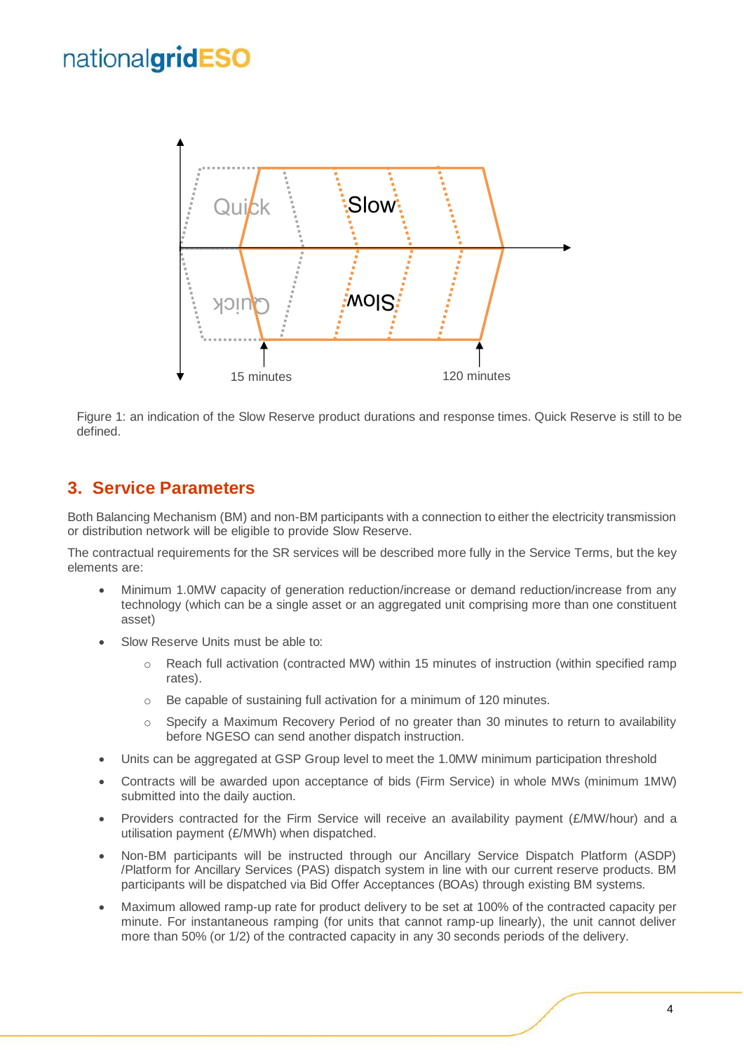Figure 1: an indication of the Slow Reserve product durations and response times. Quick Reserve is still to be defined.

## 3. Service Parameters

Both Balancing Mechanism (BM) and non-BM participants with a connection to either the electricity transmission or distribution network will be eligible to provide Slow Reserve.

The contractual requirements for the SR services will be described more fully in the Service Terms, but the key elements are:

- Minimum 1.0MW capacity of generation reduction/increase or demand reduction/increase from any technology (which can be a single asset or an aggregated unit comprising more than one constituent asset)
- Slow Reserve Units must be able to:
  - Reach full activation (contracted MW) within 15 minutes of instruction (within specified ramp rates).
  - Be capable of sustaining full activation for a minimum of 120 minutes.
  - Specify a Maximum Recovery Period of no greater than 30 minutes to return to availability before NGESO can send another dispatch instruction.
- Units can be aggregated at GSP Group level to meet the 1.0MW minimum participation threshold
- Contracts will be awarded upon acceptance of bids (Firm Service) in whole MWs (minimum 1MW) submitted into the daily auction.
- Providers contracted for the Firm Service will receive an availability payment (£/MW/hour) and a utilisation payment (£/MWh) when dispatched.
- Non-BM participants will be instructed through our Ancillary Service Dispatch Platform (ASDP) /Platform for Ancillary Services (PAS) dispatch system in line with our current reserve products. BM participants will be dispatched via Bid Offer Acceptances (BOAs) through existing BM systems.
- Maximum allowed ramp-up rate for product delivery to be set at 100% of the contracted capacity per minute. For instantaneous ramping (for units that cannot ramp-up linearly), the unit cannot deliver more than 50% (or 1/2) of the contracted capacity in any 30 seconds periods of the delivery.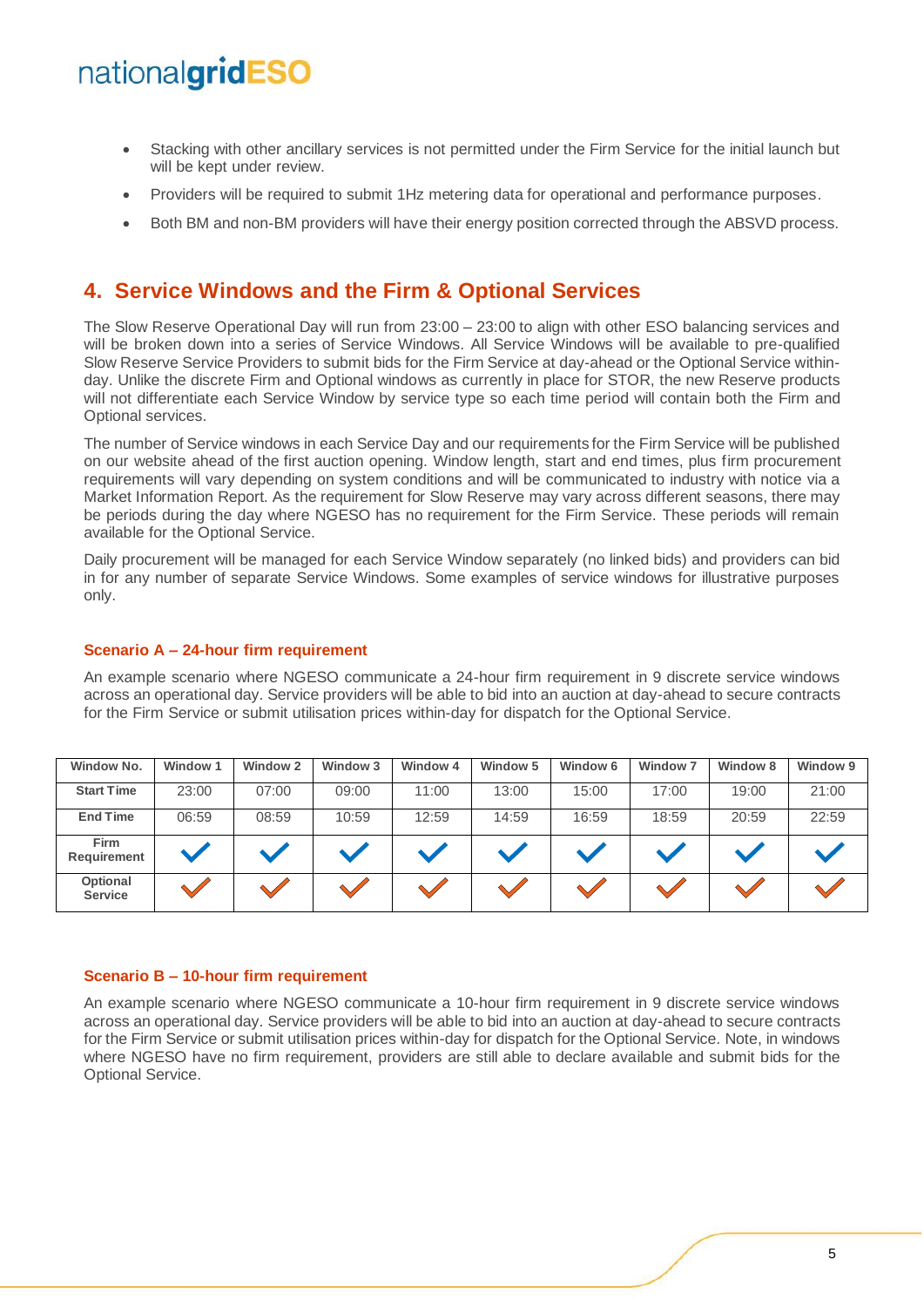- Stacking with other ancillary services is not permitted under the Firm Service for the initial launch but will be kept under review.
- Providers will be required to submit 1Hz metering data for operational and performance purposes.
- Both BM and non-BM providers will have their energy position corrected through the ABSVD process.

## 4. Service Windows and the Firm & Optional Services

The Slow Reserve Operational Day will run from 23:00 – 23:00 to align with other ESO balancing services and will be broken down into a series of Service Windows. All Service Windows will be available to pre-qualified Slow Reserve Service Providers to submit bids for the Firm Service at day-ahead or the Optional Service within-day. Unlike the discrete Firm and Optional windows as currently in place for STOR, the new Reserve products will not differentiate each Service Window by service type so each time period will contain both the Firm and Optional services.

The number of Service windows in each Service Day and our requirements for the Firm Service will be published on our website ahead of the first auction opening. Window length, start and end times, plus firm procurement requirements will vary depending on system conditions and will be communicated to industry with notice via a Market Information Report. As the requirement for Slow Reserve may vary across different seasons, there may be periods during the day where NGESO has no requirement for the Firm Service. These periods will remain available for the Optional Service.

Daily procurement will be managed for each Service Window separately (no linked bids) and providers can bid in for any number of separate Service Windows. Some examples of service windows for illustrative purposes only.

### Scenario A – 24-hour firm requirement

An example scenario where NGESO communicate a 24-hour firm requirement in 9 discrete service windows across an operational day. Service providers will be able to bid into an auction at day-ahead to secure contracts for the Firm Service or submit utilisation prices within-day for dispatch for the Optional Service.

| Window No. | Window 1 | Window 2 | Window 3 | Window 4 | Window 5 | Window 6 | Window 7 | Window 8 | Window 9 |
|---|---|---|---|---|---|---|---|---|---|
| Start Time | 23:00 | 07:00 | 09:00 | 11:00 | 13:00 | 15:00 | 17:00 | 19:00 | 21:00 |
| End Time | 06:59 | 08:59 | 10:59 | 12:59 | 14:59 | 16:59 | 18:59 | 20:59 | 22:59 |
| Firm Requirement | ✓ | ✓ | ✓ | ✓ | ✓ | ✓ | ✓ | ✓ | ✓ |
| Optional Service | ✓ | ✓ | ✓ | ✓ | ✓ | ✓ | ✓ | ✓ | ✓ |

### Scenario B – 10-hour firm requirement

An example scenario where NGESO communicate a 10-hour firm requirement in 9 discrete service windows across an operational day. Service providers will be able to bid into an auction at day-ahead to secure contracts for the Firm Service or submit utilisation prices within-day for dispatch for the Optional Service. Note, in windows where NGESO have no firm requirement, providers are still able to declare available and submit bids for the Optional Service.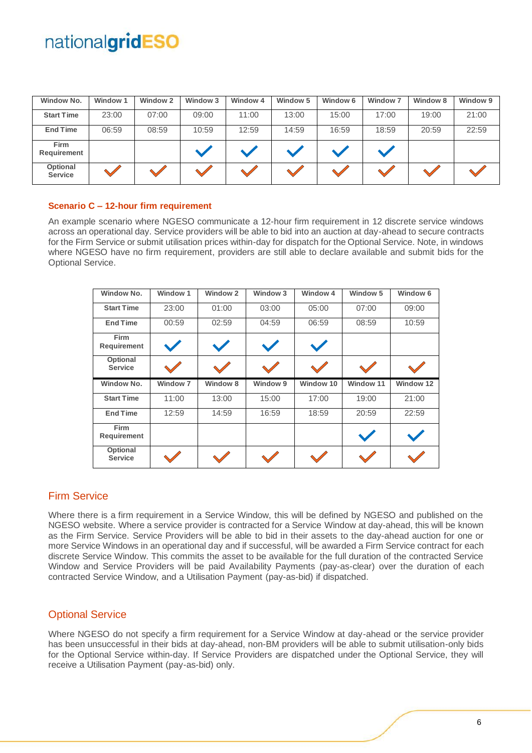| Window No. | Window 1 | Window 2 | Window 3 | Window 4 | Window 5 | Window 6 | Window 7 | Window 8 | Window 9 |
|---|---|---|---|---|---|---|---|---|---|
| Start Time | 23:00 | 07:00 | 09:00 | 11:00 | 13:00 | 15:00 | 17:00 | 19:00 | 21:00 |
| End Time | 06:59 | 08:59 | 10:59 | 12:59 | 14:59 | 16:59 | 18:59 | 20:59 | 22:59 |
| Firm Requirement | | | ✓ | ✓ | ✓ | ✓ | ✓ | | |
| Optional Service | ✓ | ✓ | ✓ | ✓ | ✓ | ✓ | ✓ | ✓ | ✓ |

### Scenario C – 12-hour firm requirement

An example scenario where NGESO communicate a 12-hour firm requirement in 12 discrete service windows across an operational day. Service providers will be able to bid into an auction at day-ahead to secure contracts for the Firm Service or submit utilisation prices within-day for dispatch for the Optional Service. Note, in windows where NGESO have no firm requirement, providers are still able to declare available and submit bids for the Optional Service.

| Window No. | Window 1 | Window 2 | Window 3 | Window 4 | Window 5 | Window 6 |
|---|---|---|---|---|---|---|
| Start Time | 23:00 | 01:00 | 03:00 | 05:00 | 07:00 | 09:00 |
| End Time | 00:59 | 02:59 | 04:59 | 06:59 | 08:59 | 10:59 |
| Firm Requirement | ✓ | ✓ | ✓ | ✓ | | |
| Optional Service | ✓ | ✓ | ✓ | ✓ | ✓ | ✓ |
| **Window No.** | **Window 7** | **Window 8** | **Window 9** | **Window 10** | **Window 11** | **Window 12** |
| Start Time | 11:00 | 13:00 | 15:00 | 17:00 | 19:00 | 21:00 |
| End Time | 12:59 | 14:59 | 16:59 | 18:59 | 20:59 | 22:59 |
| Firm Requirement | | | | | ✓ | ✓ |
| Optional Service | ✓ | ✓ | ✓ | ✓ | ✓ | ✓ |

## Firm Service

Where there is a firm requirement in a Service Window, this will be defined by NGESO and published on the NGESO website. Where a service provider is contracted for a Service Window at day-ahead, this will be known as the Firm Service. Service Providers will be able to bid in their assets to the day-ahead auction for one or more Service Windows in an operational day and if successful, will be awarded a Firm Service contract for each discrete Service Window. This commits the asset to be available for the full duration of the contracted Service Window and Service Providers will be paid Availability Payments (pay-as-clear) over the duration of each contracted Service Window, and a Utilisation Payment (pay-as-bid) if dispatched.

## Optional Service

Where NGESO do not specify a firm requirement for a Service Window at day-ahead or the service provider has been unsuccessful in their bids at day-ahead, non-BM providers will be able to submit utilisation-only bids for the Optional Service within-day. If Service Providers are dispatched under the Optional Service, they will receive a Utilisation Payment (pay-as-bid) only.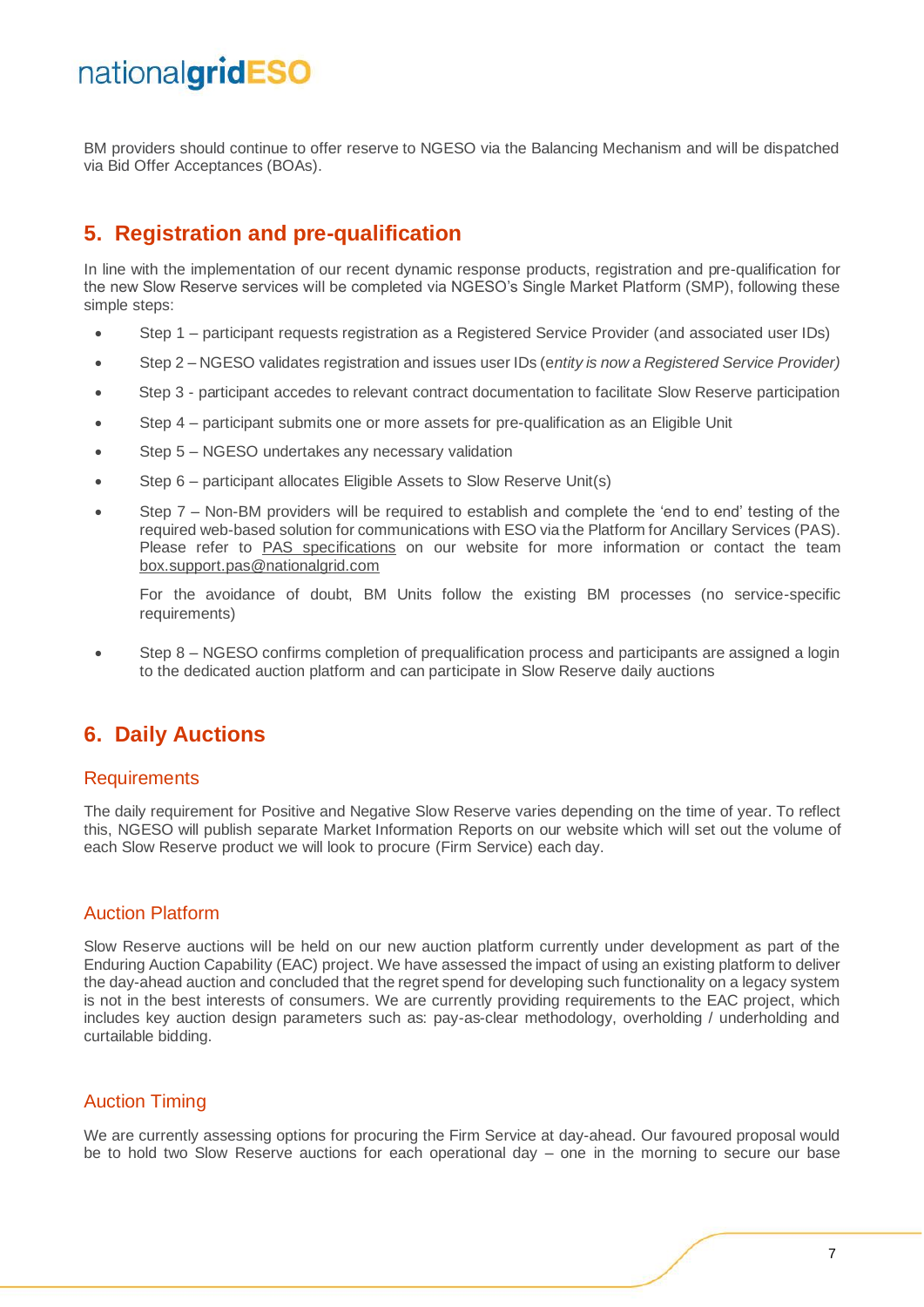BM providers should continue to offer reserve to NGESO via the Balancing Mechanism and will be dispatched via Bid Offer Acceptances (BOAs).

## 5. Registration and pre-qualification

In line with the implementation of our recent dynamic response products, registration and pre-qualification for the new Slow Reserve services will be completed via NGESO's Single Market Platform (SMP), following these simple steps:

- Step 1 – participant requests registration as a Registered Service Provider (and associated user IDs)
- Step 2 – NGESO validates registration and issues user IDs (*entity is now a Registered Service Provider)*
- Step 3 - participant accedes to relevant contract documentation to facilitate Slow Reserve participation
- Step 4 – participant submits one or more assets for pre-qualification as an Eligible Unit
- Step 5 – NGESO undertakes any necessary validation
- Step 6 – participant allocates Eligible Assets to Slow Reserve Unit(s)
- Step 7 – Non-BM providers will be required to establish and complete the 'end to end' testing of the required web-based solution for communications with ESO via the Platform for Ancillary Services (PAS). Please refer to PAS specifications on our website for more information or contact the team box.support.pas@nationalgrid.com

  For the avoidance of doubt, BM Units follow the existing BM processes (no service-specific requirements)

- Step 8 – NGESO confirms completion of prequalification process and participants are assigned a login to the dedicated auction platform and can participate in Slow Reserve daily auctions

## 6. Daily Auctions

### Requirements

The daily requirement for Positive and Negative Slow Reserve varies depending on the time of year. To reflect this, NGESO will publish separate Market Information Reports on our website which will set out the volume of each Slow Reserve product we will look to procure (Firm Service) each day.

### Auction Platform

Slow Reserve auctions will be held on our new auction platform currently under development as part of the Enduring Auction Capability (EAC) project. We have assessed the impact of using an existing platform to deliver the day-ahead auction and concluded that the regret spend for developing such functionality on a legacy system is not in the best interests of consumers. We are currently providing requirements to the EAC project, which includes key auction design parameters such as: pay-as-clear methodology, overholding / underholding and curtailable bidding.

### Auction Timing

We are currently assessing options for procuring the Firm Service at day-ahead. Our favoured proposal would be to hold two Slow Reserve auctions for each operational day – one in the morning to secure our base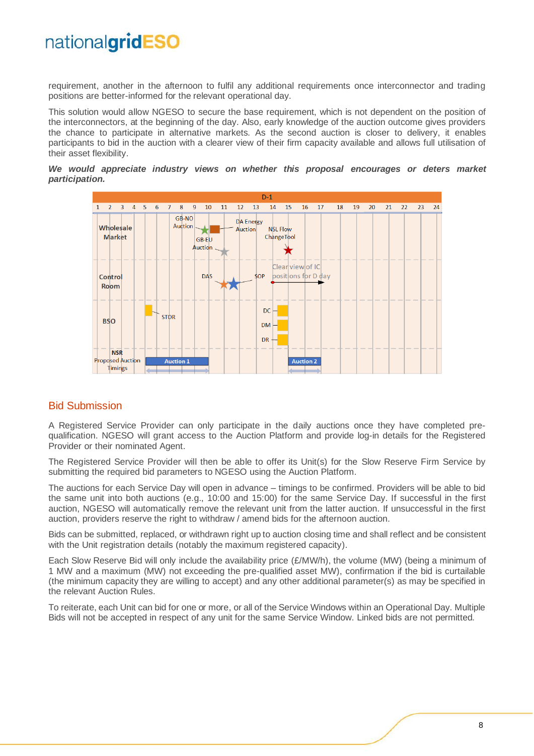requirement, another in the afternoon to fulfil any additional requirements once interconnector and trading positions are better-informed for the relevant operational day.

This solution would allow NGESO to secure the base requirement, which is not dependent on the position of the interconnectors, at the beginning of the day. Also, early knowledge of the auction outcome gives providers the chance to participate in alternative markets. As the second auction is closer to delivery, it enables participants to bid in the auction with a clearer view of their firm capacity available and allows full utilisation of their asset flexibility.

***We would appreciate industry views on whether this proposal encourages or deters market participation.***

## Bid Submission

A Registered Service Provider can only participate in the daily auctions once they have completed pre-qualification. NGESO will grant access to the Auction Platform and provide log-in details for the Registered Provider or their nominated Agent.

The Registered Service Provider will then be able to offer its Unit(s) for the Slow Reserve Firm Service by submitting the required bid parameters to NGESO using the Auction Platform.

The auctions for each Service Day will open in advance – timings to be confirmed. Providers will be able to bid the same unit into both auctions (e.g., 10:00 and 15:00) for the same Service Day. If successful in the first auction, NGESO will automatically remove the relevant unit from the latter auction. If unsuccessful in the first auction, providers reserve the right to withdraw / amend bids for the afternoon auction.

Bids can be submitted, replaced, or withdrawn right up to auction closing time and shall reflect and be consistent with the Unit registration details (notably the maximum registered capacity).

Each Slow Reserve Bid will only include the availability price (£/MW/h), the volume (MW) (being a minimum of 1 MW and a maximum (MW) not exceeding the pre-qualified asset MW), confirmation if the bid is curtailable (the minimum capacity they are willing to accept) and any other additional parameter(s) as may be specified in the relevant Auction Rules.

To reiterate, each Unit can bid for one or more, or all of the Service Windows within an Operational Day. Multiple Bids will not be accepted in respect of any unit for the same Service Window. Linked bids are not permitted.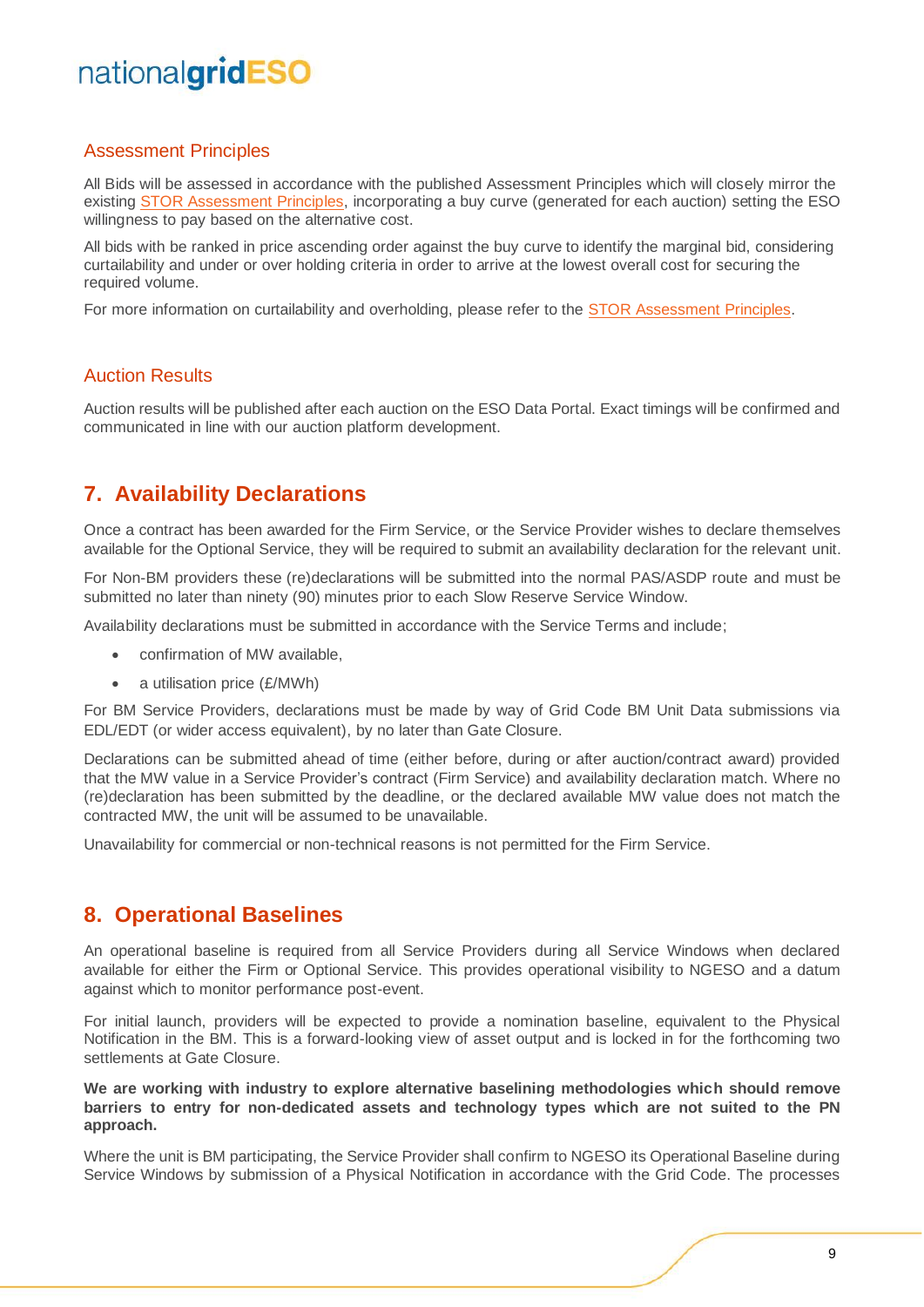### Assessment Principles

All Bids will be assessed in accordance with the published Assessment Principles which will closely mirror the existing STOR Assessment Principles, incorporating a buy curve (generated for each auction) setting the ESO willingness to pay based on the alternative cost.

All bids with be ranked in price ascending order against the buy curve to identify the marginal bid, considering curtailability and under or over holding criteria in order to arrive at the lowest overall cost for securing the required volume.

For more information on curtailability and overholding, please refer to the STOR Assessment Principles.

### Auction Results

Auction results will be published after each auction on the ESO Data Portal. Exact timings will be confirmed and communicated in line with our auction platform development.

## 7. Availability Declarations

Once a contract has been awarded for the Firm Service, or the Service Provider wishes to declare themselves available for the Optional Service, they will be required to submit an availability declaration for the relevant unit.

For Non-BM providers these (re)declarations will be submitted into the normal PAS/ASDP route and must be submitted no later than ninety (90) minutes prior to each Slow Reserve Service Window.

Availability declarations must be submitted in accordance with the Service Terms and include;

- confirmation of MW available,
- a utilisation price (£/MWh)

For BM Service Providers, declarations must be made by way of Grid Code BM Unit Data submissions via EDL/EDT (or wider access equivalent), by no later than Gate Closure.

Declarations can be submitted ahead of time (either before, during or after auction/contract award) provided that the MW value in a Service Provider's contract (Firm Service) and availability declaration match. Where no (re)declaration has been submitted by the deadline, or the declared available MW value does not match the contracted MW, the unit will be assumed to be unavailable.

Unavailability for commercial or non-technical reasons is not permitted for the Firm Service.

## 8. Operational Baselines

An operational baseline is required from all Service Providers during all Service Windows when declared available for either the Firm or Optional Service. This provides operational visibility to NGESO and a datum against which to monitor performance post-event.

For initial launch, providers will be expected to provide a nomination baseline, equivalent to the Physical Notification in the BM. This is a forward-looking view of asset output and is locked in for the forthcoming two settlements at Gate Closure.

**We are working with industry to explore alternative baselining methodologies which should remove barriers to entry for non-dedicated assets and technology types which are not suited to the PN approach.**

Where the unit is BM participating, the Service Provider shall confirm to NGESO its Operational Baseline during Service Windows by submission of a Physical Notification in accordance with the Grid Code. The processes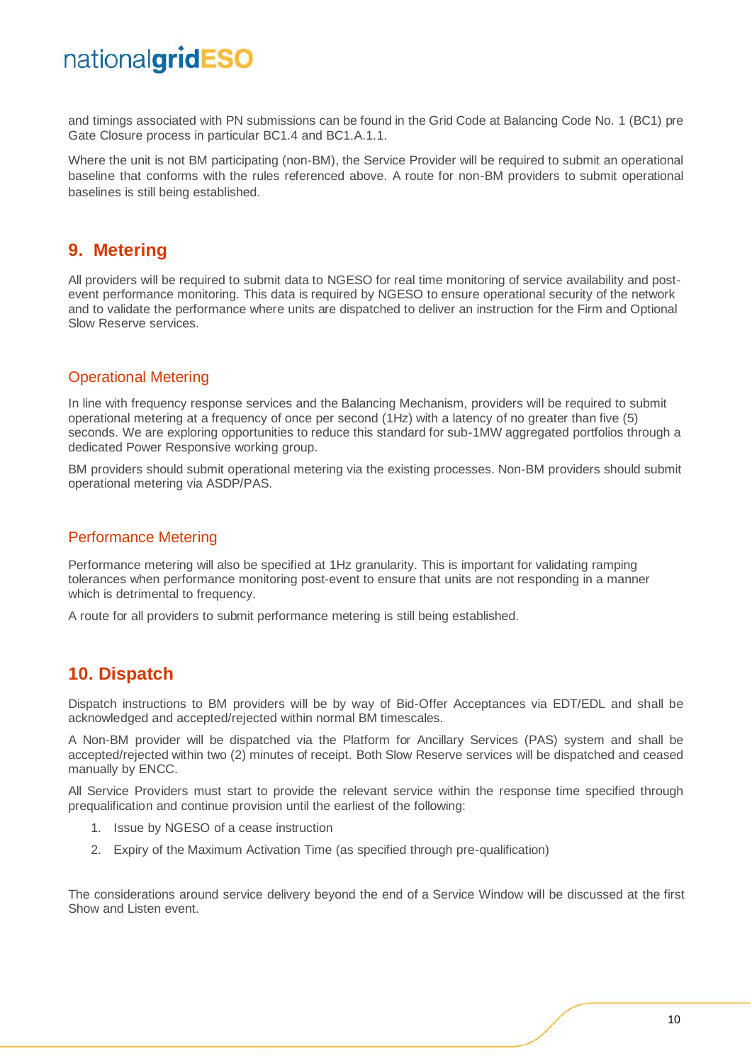and timings associated with PN submissions can be found in the Grid Code at Balancing Code No. 1 (BC1) pre Gate Closure process in particular BC1.4 and BC1.A.1.1.

Where the unit is not BM participating (non-BM), the Service Provider will be required to submit an operational baseline that conforms with the rules referenced above. A route for non-BM providers to submit operational baselines is still being established.

## 9. Metering

All providers will be required to submit data to NGESO for real time monitoring of service availability and post-event performance monitoring. This data is required by NGESO to ensure operational security of the network and to validate the performance where units are dispatched to deliver an instruction for the Firm and Optional Slow Reserve services.

### Operational Metering

In line with frequency response services and the Balancing Mechanism, providers will be required to submit operational metering at a frequency of once per second (1Hz) with a latency of no greater than five (5) seconds. We are exploring opportunities to reduce this standard for sub-1MW aggregated portfolios through a dedicated Power Responsive working group.

BM providers should submit operational metering via the existing processes. Non-BM providers should submit operational metering via ASDP/PAS.

### Performance Metering

Performance metering will also be specified at 1Hz granularity. This is important for validating ramping tolerances when performance monitoring post-event to ensure that units are not responding in a manner which is detrimental to frequency.

A route for all providers to submit performance metering is still being established.

## 10. Dispatch

Dispatch instructions to BM providers will be by way of Bid-Offer Acceptances via EDT/EDL and shall be acknowledged and accepted/rejected within normal BM timescales.

A Non-BM provider will be dispatched via the Platform for Ancillary Services (PAS) system and shall be accepted/rejected within two (2) minutes of receipt. Both Slow Reserve services will be dispatched and ceased manually by ENCC.

All Service Providers must start to provide the relevant service within the response time specified through prequalification and continue provision until the earliest of the following:

1. Issue by NGESO of a cease instruction
2. Expiry of the Maximum Activation Time (as specified through pre-qualification)

The considerations around service delivery beyond the end of a Service Window will be discussed at the first Show and Listen event.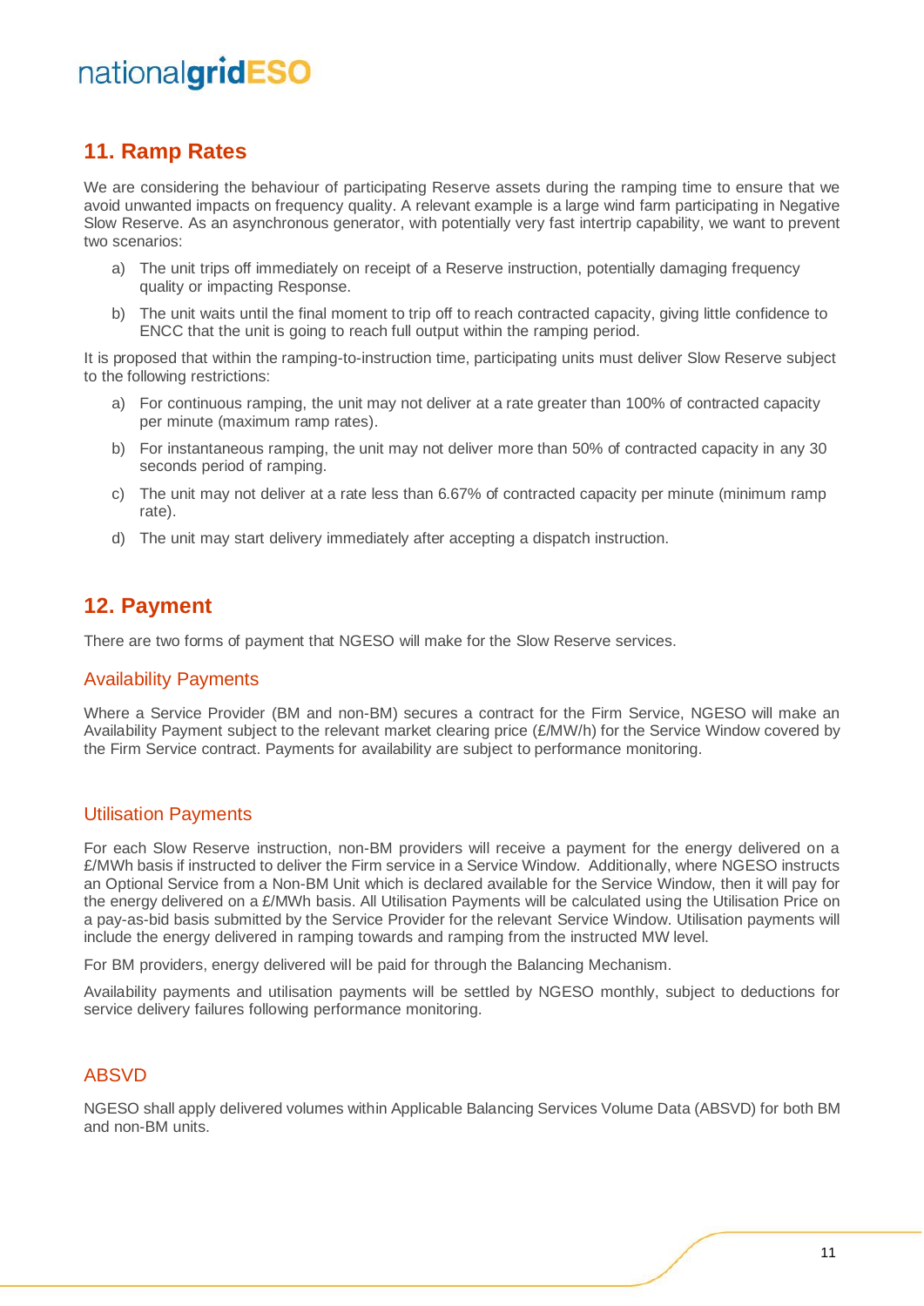## 11. Ramp Rates

We are considering the behaviour of participating Reserve assets during the ramping time to ensure that we avoid unwanted impacts on frequency quality. A relevant example is a large wind farm participating in Negative Slow Reserve. As an asynchronous generator, with potentially very fast intertrip capability, we want to prevent two scenarios:

a) The unit trips off immediately on receipt of a Reserve instruction, potentially damaging frequency quality or impacting Response.

b) The unit waits until the final moment to trip off to reach contracted capacity, giving little confidence to ENCC that the unit is going to reach full output within the ramping period.

It is proposed that within the ramping-to-instruction time, participating units must deliver Slow Reserve subject to the following restrictions:

a) For continuous ramping, the unit may not deliver at a rate greater than 100% of contracted capacity per minute (maximum ramp rates).

b) For instantaneous ramping, the unit may not deliver more than 50% of contracted capacity in any 30 seconds period of ramping.

c) The unit may not deliver at a rate less than 6.67% of contracted capacity per minute (minimum ramp rate).

d) The unit may start delivery immediately after accepting a dispatch instruction.

## 12. Payment

There are two forms of payment that NGESO will make for the Slow Reserve services.

### Availability Payments

Where a Service Provider (BM and non-BM) secures a contract for the Firm Service, NGESO will make an Availability Payment subject to the relevant market clearing price (£/MW/h) for the Service Window covered by the Firm Service contract. Payments for availability are subject to performance monitoring.

### Utilisation Payments

For each Slow Reserve instruction, non-BM providers will receive a payment for the energy delivered on a £/MWh basis if instructed to deliver the Firm service in a Service Window. Additionally, where NGESO instructs an Optional Service from a Non-BM Unit which is declared available for the Service Window, then it will pay for the energy delivered on a £/MWh basis. All Utilisation Payments will be calculated using the Utilisation Price on a pay-as-bid basis submitted by the Service Provider for the relevant Service Window. Utilisation payments will include the energy delivered in ramping towards and ramping from the instructed MW level.

For BM providers, energy delivered will be paid for through the Balancing Mechanism.

Availability payments and utilisation payments will be settled by NGESO monthly, subject to deductions for service delivery failures following performance monitoring.

### ABSVD

NGESO shall apply delivered volumes within Applicable Balancing Services Volume Data (ABSVD) for both BM and non-BM units.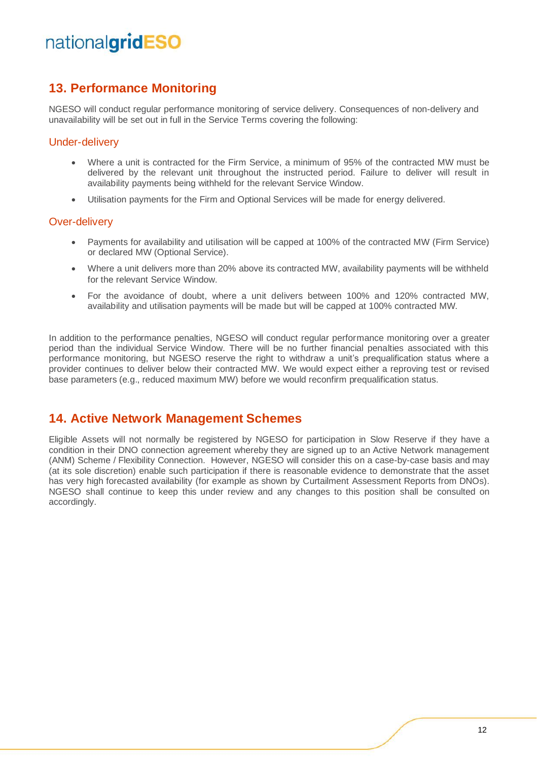## 13. Performance Monitoring

NGESO will conduct regular performance monitoring of service delivery. Consequences of non-delivery and unavailability will be set out in full in the Service Terms covering the following:

### Under-delivery

- Where a unit is contracted for the Firm Service, a minimum of 95% of the contracted MW must be delivered by the relevant unit throughout the instructed period. Failure to deliver will result in availability payments being withheld for the relevant Service Window.
- Utilisation payments for the Firm and Optional Services will be made for energy delivered.

### Over-delivery

- Payments for availability and utilisation will be capped at 100% of the contracted MW (Firm Service) or declared MW (Optional Service).
- Where a unit delivers more than 20% above its contracted MW, availability payments will be withheld for the relevant Service Window.
- For the avoidance of doubt, where a unit delivers between 100% and 120% contracted MW, availability and utilisation payments will be made but will be capped at 100% contracted MW.

In addition to the performance penalties, NGESO will conduct regular performance monitoring over a greater period than the individual Service Window. There will be no further financial penalties associated with this performance monitoring, but NGESO reserve the right to withdraw a unit's prequalification status where a provider continues to deliver below their contracted MW. We would expect either a reproving test or revised base parameters (e.g., reduced maximum MW) before we would reconfirm prequalification status.

## 14. Active Network Management Schemes

Eligible Assets will not normally be registered by NGESO for participation in Slow Reserve if they have a condition in their DNO connection agreement whereby they are signed up to an Active Network management (ANM) Scheme / Flexibility Connection. However, NGESO will consider this on a case-by-case basis and may (at its sole discretion) enable such participation if there is reasonable evidence to demonstrate that the asset has very high forecasted availability (for example as shown by Curtailment Assessment Reports from DNOs). NGESO shall continue to keep this under review and any changes to this position shall be consulted on accordingly.